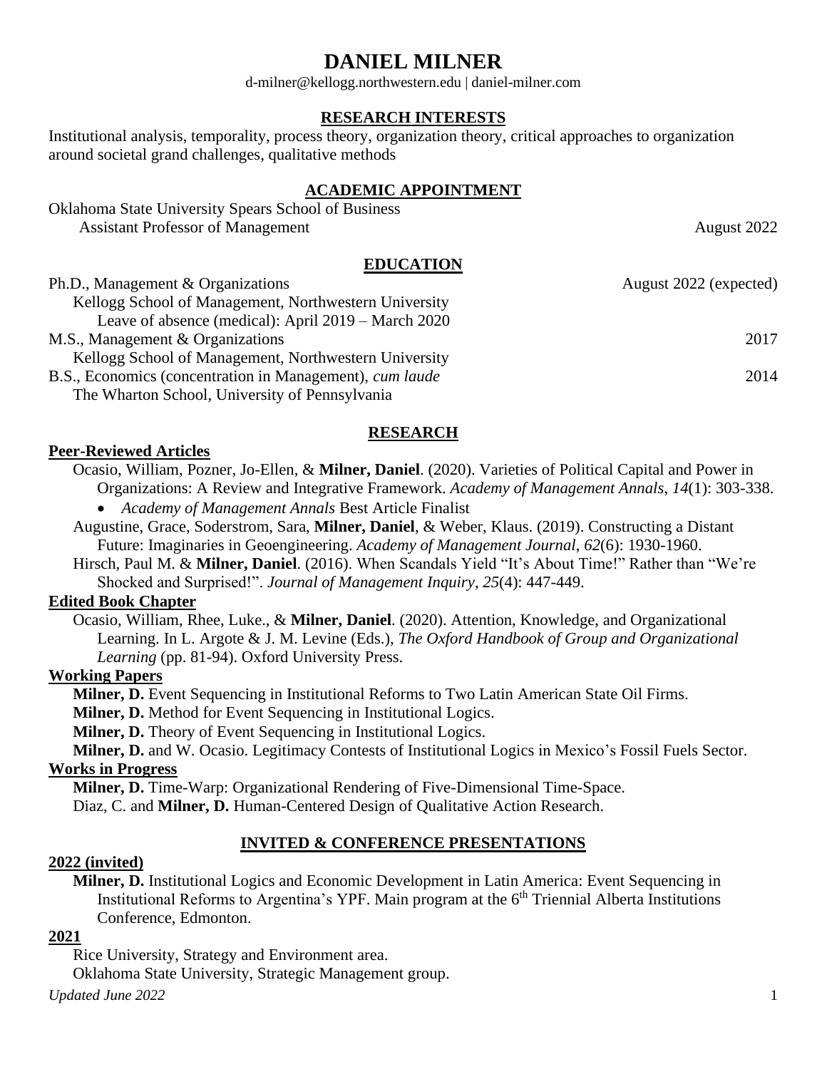# DANIEL MILNER

d-milner@kellogg.northwestern.edu | daniel-milner.com

## RESEARCH INTERESTS

Institutional analysis, temporality, process theory, organization theory, critical approaches to organization around societal grand challenges, qualitative methods

## ACADEMIC APPOINTMENT

Oklahoma State University Spears School of Business
  Assistant Professor of Management — August 2022

## EDUCATION

Ph.D., Management & Organizations — August 2022 (expected)
  Kellogg School of Management, Northwestern University
    Leave of absence (medical): April 2019 – March 2020

M.S., Management & Organizations — 2017
  Kellogg School of Management, Northwestern University

B.S., Economics (concentration in Management), *cum laude* — 2014
  The Wharton School, University of Pennsylvania

## RESEARCH

### Peer-Reviewed Articles

Ocasio, William, Pozner, Jo-Ellen, & **Milner, Daniel**. (2020). Varieties of Political Capital and Power in Organizations: A Review and Integrative Framework. *Academy of Management Annals*, *14*(1): 303-338.

- *Academy of Management Annals* Best Article Finalist

Augustine, Grace, Soderstrom, Sara, **Milner, Daniel**, & Weber, Klaus. (2019). Constructing a Distant Future: Imaginaries in Geoengineering. *Academy of Management Journal*, *62*(6): 1930-1960.

Hirsch, Paul M. & **Milner, Daniel**. (2016). When Scandals Yield "It's About Time!" Rather than "We're Shocked and Surprised!". *Journal of Management Inquiry, 25*(4): 447-449.

### Edited Book Chapter

Ocasio, William, Rhee, Luke., & **Milner, Daniel**. (2020). Attention, Knowledge, and Organizational Learning. In L. Argote & J. M. Levine (Eds.), *The Oxford Handbook of Group and Organizational Learning* (pp. 81-94). Oxford University Press.

### Working Papers

**Milner, D.** Event Sequencing in Institutional Reforms to Two Latin American State Oil Firms.

**Milner, D.** Method for Event Sequencing in Institutional Logics.

**Milner, D.** Theory of Event Sequencing in Institutional Logics.

**Milner, D.** and W. Ocasio. Legitimacy Contests of Institutional Logics in Mexico's Fossil Fuels Sector.

### Works in Progress

**Milner, D.** Time-Warp: Organizational Rendering of Five-Dimensional Time-Space.

Diaz, C. and **Milner, D.** Human-Centered Design of Qualitative Action Research.

## INVITED & CONFERENCE PRESENTATIONS

### 2022 (invited)

**Milner, D.** Institutional Logics and Economic Development in Latin America: Event Sequencing in Institutional Reforms to Argentina's YPF. Main program at the 6th Triennial Alberta Institutions Conference, Edmonton.

### 2021

Rice University, Strategy and Environment area.

Oklahoma State University, Strategic Management group.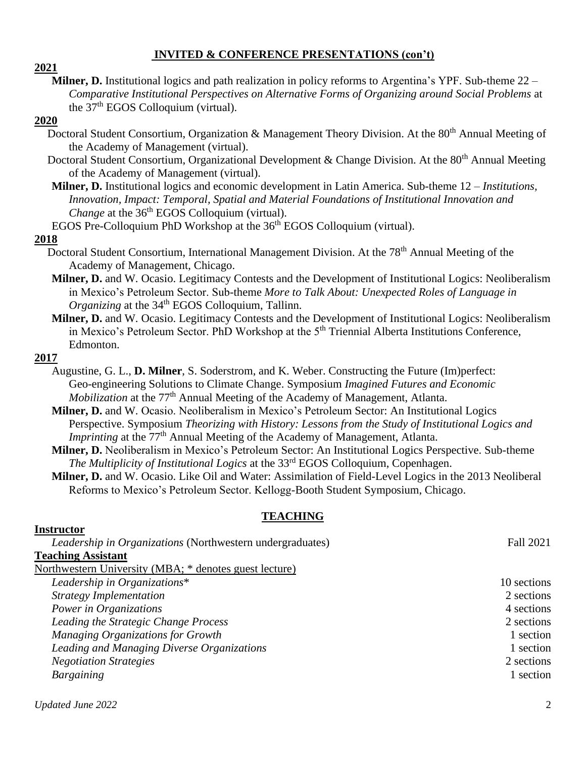## INVITED & CONFERENCE PRESENTATIONS (con't)

**2021**

**Milner, D.** Institutional logics and path realization in policy reforms to Argentina's YPF. Sub-theme 22 – *Comparative Institutional Perspectives on Alternative Forms of Organizing around Social Problems* at the 37th EGOS Colloquium (virtual).

**2020**

Doctoral Student Consortium, Organization & Management Theory Division. At the 80th Annual Meeting of the Academy of Management (virtual).

Doctoral Student Consortium, Organizational Development & Change Division. At the 80th Annual Meeting of the Academy of Management (virtual).

**Milner, D.** Institutional logics and economic development in Latin America. Sub-theme 12 – *Institutions, Innovation, Impact: Temporal, Spatial and Material Foundations of Institutional Innovation and Change* at the 36th EGOS Colloquium (virtual).

EGOS Pre-Colloquium PhD Workshop at the 36th EGOS Colloquium (virtual).

**2018**

Doctoral Student Consortium, International Management Division. At the 78th Annual Meeting of the Academy of Management, Chicago.

**Milner, D.** and W. Ocasio. Legitimacy Contests and the Development of Institutional Logics: Neoliberalism in Mexico's Petroleum Sector. Sub-theme *More to Talk About: Unexpected Roles of Language in Organizing* at the 34th EGOS Colloquium, Tallinn.

**Milner, D.** and W. Ocasio. Legitimacy Contests and the Development of Institutional Logics: Neoliberalism in Mexico's Petroleum Sector. PhD Workshop at the 5th Triennial Alberta Institutions Conference, Edmonton.

**2017**

Augustine, G. L., **D. Milner**, S. Soderstrom, and K. Weber. Constructing the Future (Im)perfect: Geo-engineering Solutions to Climate Change. Symposium *Imagined Futures and Economic Mobilization* at the 77th Annual Meeting of the Academy of Management, Atlanta.

**Milner, D.** and W. Ocasio. Neoliberalism in Mexico's Petroleum Sector: An Institutional Logics Perspective. Symposium *Theorizing with History: Lessons from the Study of Institutional Logics and Imprinting* at the 77th Annual Meeting of the Academy of Management, Atlanta.

**Milner, D.** Neoliberalism in Mexico's Petroleum Sector: An Institutional Logics Perspective. Sub-theme *The Multiplicity of Institutional Logics* at the 33rd EGOS Colloquium, Copenhagen.

**Milner, D.** and W. Ocasio. Like Oil and Water: Assimilation of Field-Level Logics in the 2013 Neoliberal Reforms to Mexico's Petroleum Sector. Kellogg-Booth Student Symposium, Chicago.

## TEACHING

**Instructor**

*Leadership in Organizations* (Northwestern undergraduates) — Fall 2021

**Teaching Assistant**

Northwestern University (MBA; * denotes guest lecture)

| Course | Sections |
|---|---|
| *Leadership in Organizations** | 10 sections |
| *Strategy Implementation* | 2 sections |
| *Power in Organizations* | 4 sections |
| *Leading the Strategic Change Process* | 2 sections |
| *Managing Organizations for Growth* | 1 section |
| *Leading and Managing Diverse Organizations* | 1 section |
| *Negotiation Strategies* | 2 sections |
| *Bargaining* | 1 section |

*Updated June 2022*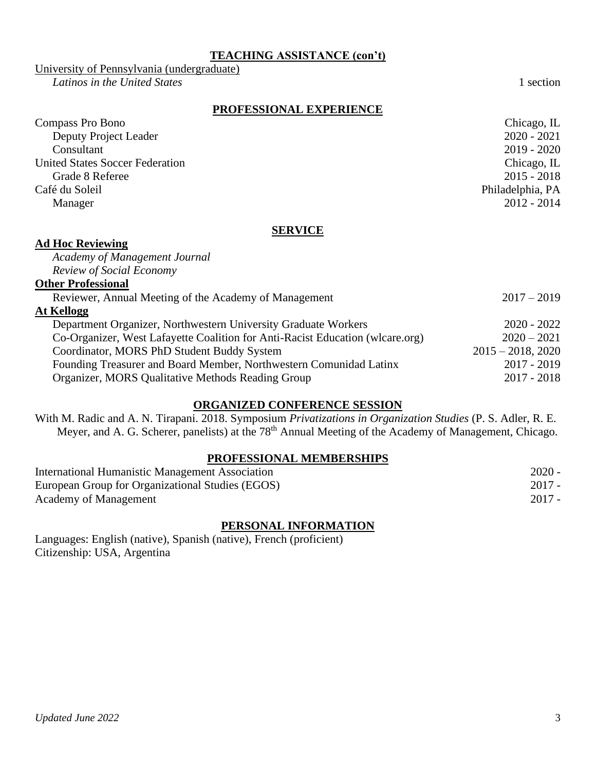## TEACHING ASSISTANCE (con't)

University of Pennsylvania (undergraduate)

*Latinos in the United States* — 1 section

## PROFESSIONAL EXPERIENCE

| | |
|---|---|
| Compass Pro Bono | Chicago, IL |
| Deputy Project Leader | 2020 - 2021 |
| Consultant | 2019 - 2020 |
| United States Soccer Federation | Chicago, IL |
| Grade 8 Referee | 2015 - 2018 |
| Café du Soleil | Philadelphia, PA |
| Manager | 2012 - 2014 |

## SERVICE

**Ad Hoc Reviewing**

*Academy of Management Journal*
*Review of Social Economy*

**Other Professional**

| | |
|---|---|
| Reviewer, Annual Meeting of the Academy of Management | 2017 – 2019 |

**At Kellogg**

| | |
|---|---|
| Department Organizer, Northwestern University Graduate Workers | 2020 - 2022 |
| Co-Organizer, West Lafayette Coalition for Anti-Racist Education (wlcare.org) | 2020 – 2021 |
| Coordinator, MORS PhD Student Buddy System | 2015 – 2018, 2020 |
| Founding Treasurer and Board Member, Northwestern Comunidad Latinx | 2017 - 2019 |
| Organizer, MORS Qualitative Methods Reading Group | 2017 - 2018 |

## ORGANIZED CONFERENCE SESSION

With M. Radic and A. N. Tirapani. 2018. Symposium *Privatizations in Organization Studies* (P. S. Adler, R. E. Meyer, and A. G. Scherer, panelists) at the 78th Annual Meeting of the Academy of Management, Chicago.

## PROFESSIONAL MEMBERSHIPS

| | |
|---|---|
| International Humanistic Management Association | 2020 - |
| European Group for Organizational Studies (EGOS) | 2017 - |
| Academy of Management | 2017 - |

## PERSONAL INFORMATION

Languages: English (native), Spanish (native), French (proficient)
Citizenship: USA, Argentina

*Updated June 2022*